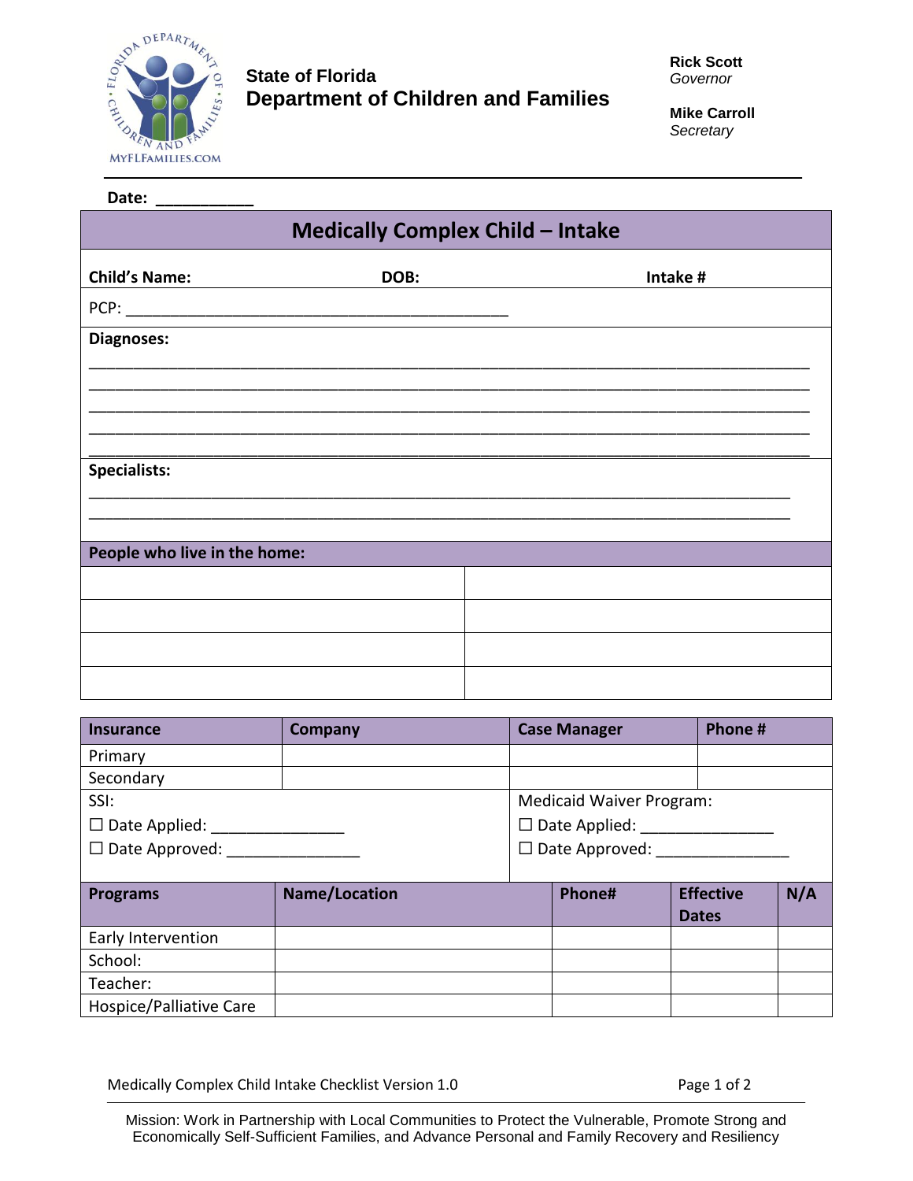**State of Florida**
**Department of Children and Families**

**Rick Scott**
*Governor*

**Mike Carroll**
*Secretary*

---

**Date:** ___________

# Medically Complex Child – Intake

| **Child's Name:** | **DOB:** | **Intake #** |
|---|---|---|

PCP: _____________________________________________

**Diagnoses:**

_______________________________________________________________________________
_______________________________________________________________________________
_______________________________________________________________________________
_______________________________________________________________________________
_______________________________________________________________________________

**Specialists:**

_______________________________________________________________________________
_______________________________________________________________________________

| **People who live in the home:** | |
|---|---|
| | |
| | |
| | |
| | |

| **Insurance** | **Company** | **Case Manager** | **Phone #** |
|---|---|---|---|
| Primary | | | |
| Secondary | | | |

| SSI: | Medicaid Waiver Program: |
|---|---|
| ☐ Date Applied: _______________ | ☐ Date Applied: _______________ |
| ☐ Date Approved: _______________ | ☐ Date Approved: _______________ |

| **Programs** | **Name/Location** | **Phone#** | **Effective Dates** | **N/A** |
|---|---|---|---|---|
| Early Intervention | | | | |
| School: | | | | |
| Teacher: | | | | |
| Hospice/Palliative Care | | | | |

Medically Complex Child Intake Checklist Version 1.0

Mission: Work in Partnership with Local Communities to Protect the Vulnerable, Promote Strong and Economically Self-Sufficient Families, and Advance Personal and Family Recovery and Resiliency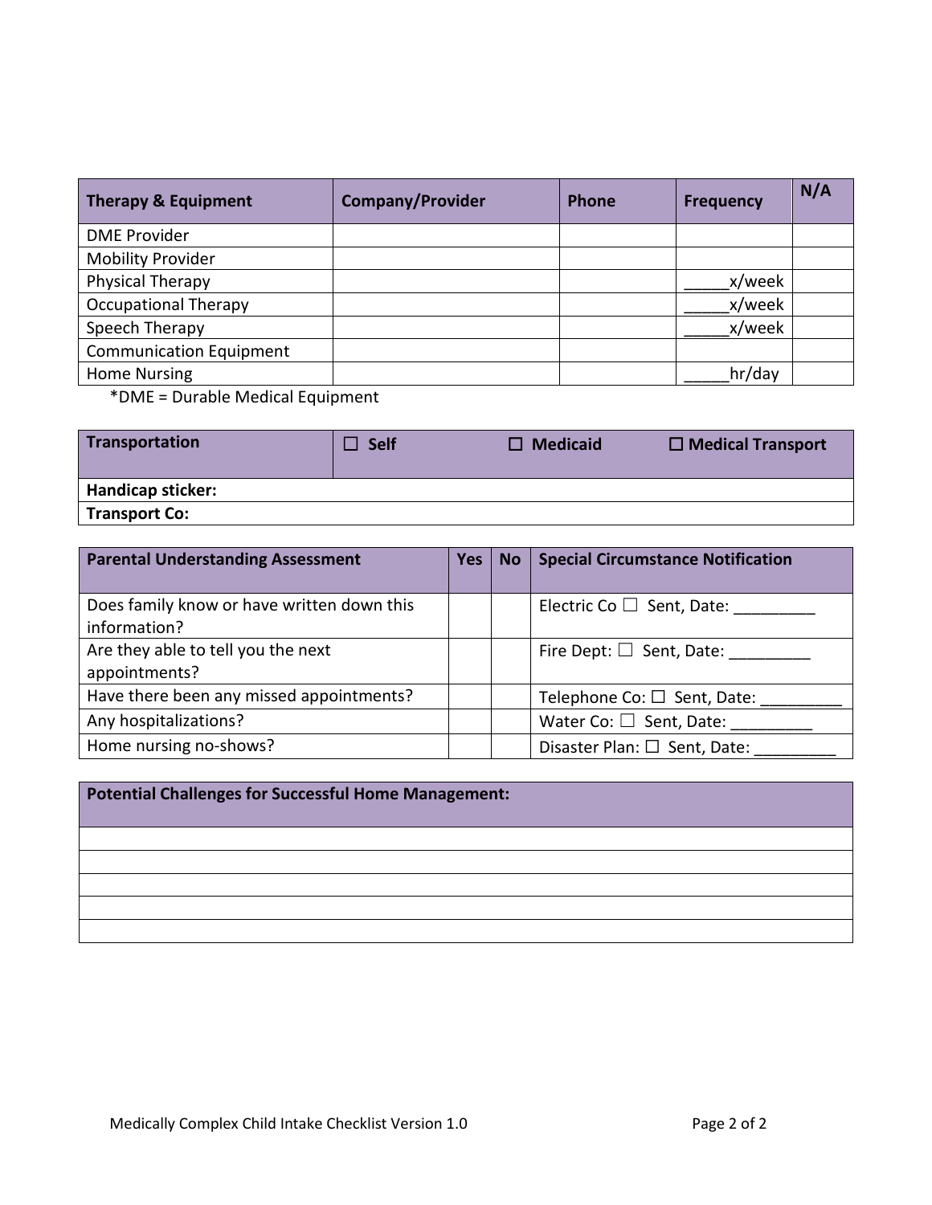| **Therapy & Equipment** | **Company/Provider** | **Phone** | **Frequency** | **N/A** |
|---|---|---|---|---|
| DME Provider | | | | |
| Mobility Provider | | | | |
| Physical Therapy | | | _____x/week | |
| Occupational Therapy | | | _____x/week | |
| Speech Therapy | | | _____x/week | |
| Communication Equipment | | | | |
| Home Nursing | | | _____hr/day | |

*DME = Durable Medical Equipment

| **Transportation** | ☐ **Self** | ☐ **Medicaid** | ☐ **Medical Transport** |
|---|---|---|---|
| **Handicap sticker:** | | | |
| **Transport Co:** | | | |

| **Parental Understanding Assessment** | **Yes** | **No** | **Special Circumstance Notification** |
|---|---|---|---|
| Does family know or have written down this information? | | | Electric Co ☐ Sent, Date: _________ |
| Are they able to tell you the next appointments? | | | Fire Dept: ☐ Sent, Date: _________ |
| Have there been any missed appointments? | | | Telephone Co: ☐ Sent, Date: _________ |
| Any hospitalizations? | | | Water Co: ☐ Sent, Date: _________ |
| Home nursing no-shows? | | | Disaster Plan: ☐ Sent, Date: _________ |

| **Potential Challenges for Successful Home Management:** |
|---|
| |
| |
| |
| |
| |

Medically Complex Child Intake Checklist Version 1.0